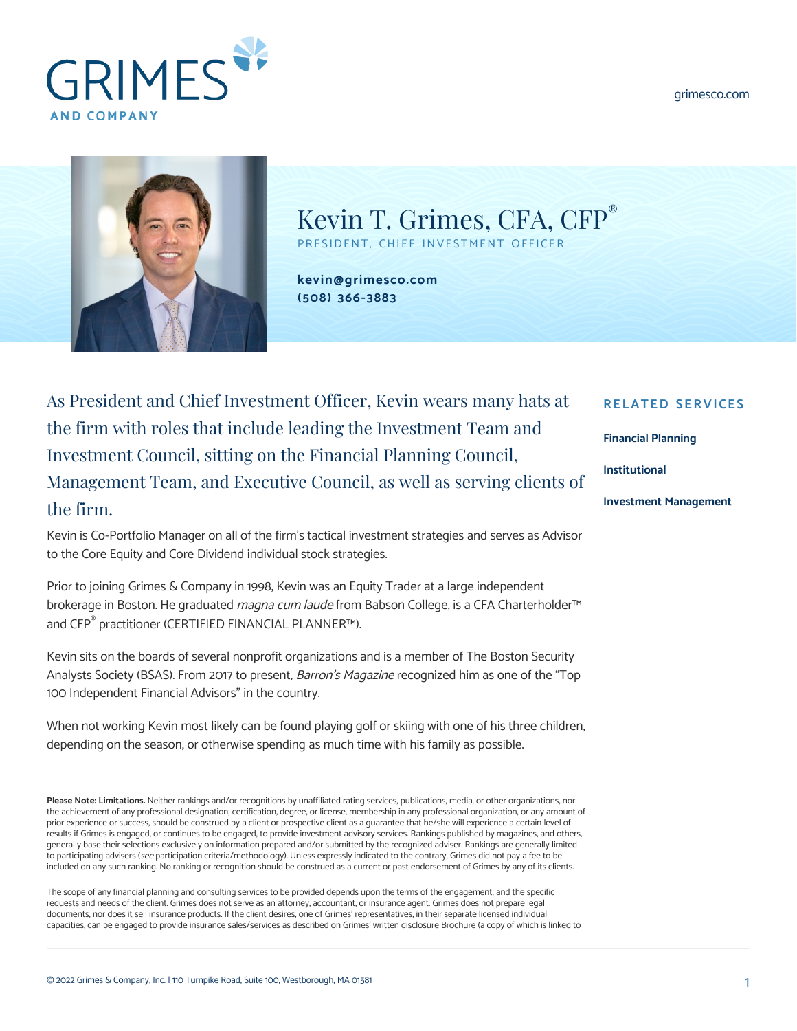GRIMES AND COMPANY

grimesco.com

# Kevin T. Grimes, CFA, CFP®

PRESIDENT, CHIEF INVESTMENT OFFICER

**kevin@grimesco.com**
**(508) 366-3883**

As President and Chief Investment Officer, Kevin wears many hats at the firm with roles that include leading the Investment Team and Investment Council, sitting on the Financial Planning Council, Management Team, and Executive Council, as well as serving clients of the firm.

Kevin is Co-Portfolio Manager on all of the firm's tactical investment strategies and serves as Advisor to the Core Equity and Core Dividend individual stock strategies.

Prior to joining Grimes & Company in 1998, Kevin was an Equity Trader at a large independent brokerage in Boston. He graduated *magna cum laude* from Babson College, is a CFA Charterholder™ and CFP® practitioner (CERTIFIED FINANCIAL PLANNER™).

Kevin sits on the boards of several nonprofit organizations and is a member of The Boston Security Analysts Society (BSAS). From 2017 to present, *Barron's Magazine* recognized him as one of the "Top 100 Independent Financial Advisors" in the country.

When not working Kevin most likely can be found playing golf or skiing with one of his three children, depending on the season, or otherwise spending as much time with his family as possible.

## RELATED SERVICES

**Financial Planning**

**Institutional**

**Investment Management**

**Please Note: Limitations.** Neither rankings and/or recognitions by unaffiliated rating services, publications, media, or other organizations, nor the achievement of any professional designation, certification, degree, or license, membership in any professional organization, or any amount of prior experience or success, should be construed by a client or prospective client as a guarantee that he/she will experience a certain level of results if Grimes is engaged, or continues to be engaged, to provide investment advisory services. Rankings published by magazines, and others, generally base their selections exclusively on information prepared and/or submitted by the recognized adviser. Rankings are generally limited to participating advisers (*see* participation criteria/methodology). Unless expressly indicated to the contrary, Grimes did not pay a fee to be included on any such ranking. No ranking or recognition should be construed as a current or past endorsement of Grimes by any of its clients.

The scope of any financial planning and consulting services to be provided depends upon the terms of the engagement, and the specific requests and needs of the client. Grimes does not serve as an attorney, accountant, or insurance agent. Grimes does not prepare legal documents, nor does it sell insurance products. If the client desires, one of Grimes' representatives, in their separate licensed individual capacities, can be engaged to provide insurance sales/services as described on Grimes' written disclosure Brochure (a copy of which is linked to

© 2022 Grimes & Company, Inc. | 110 Turnpike Road, Suite 100, Westborough, MA 01581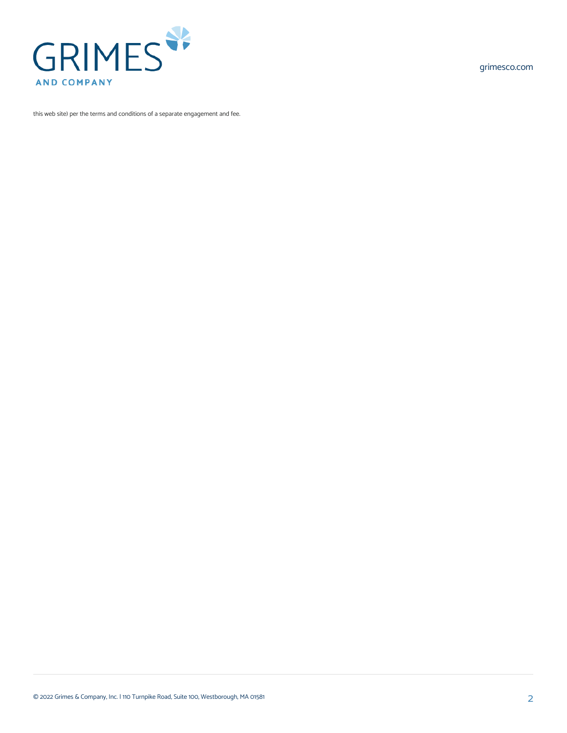this web site) per the terms and conditions of a separate engagement and fee.